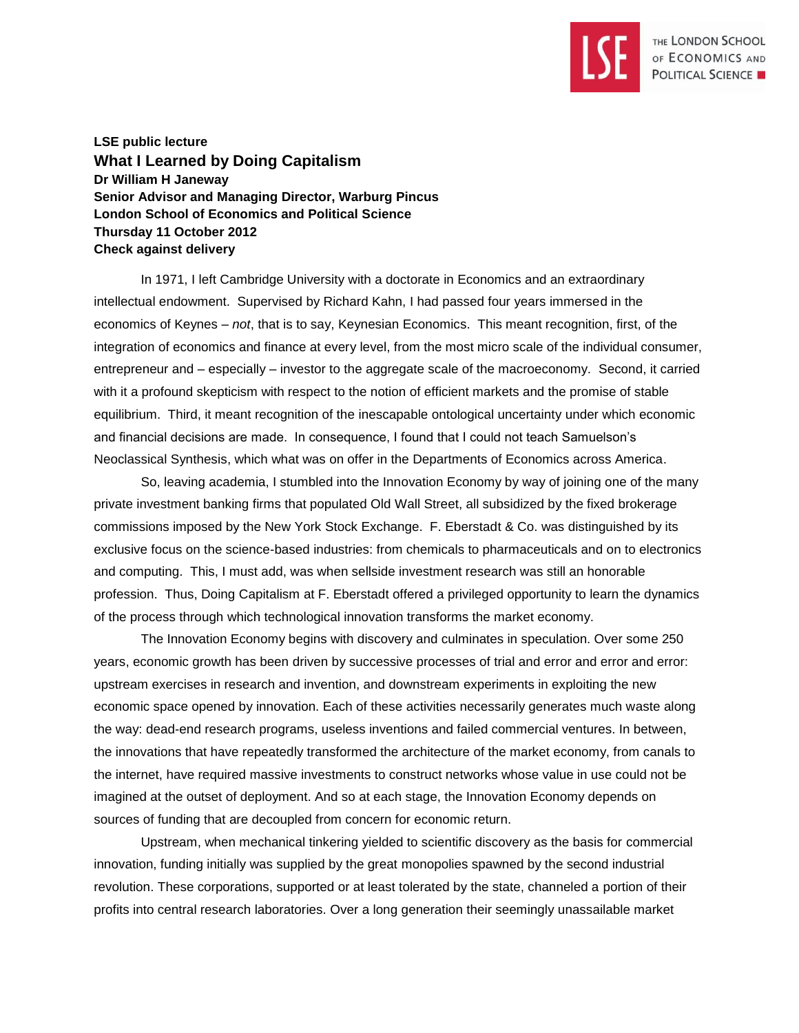**LSE public lecture**

## What I Learned by Doing Capitalism

**Dr William H Janeway**
**Senior Advisor and Managing Director, Warburg Pincus**
**London School of Economics and Political Science**
**Thursday 11 October 2012**
**Check against delivery**

In 1971, I left Cambridge University with a doctorate in Economics and an extraordinary intellectual endowment. Supervised by Richard Kahn, I had passed four years immersed in the economics of Keynes – *not*, that is to say, Keynesian Economics. This meant recognition, first, of the integration of economics and finance at every level, from the most micro scale of the individual consumer, entrepreneur and – especially – investor to the aggregate scale of the macroeconomy. Second, it carried with it a profound skepticism with respect to the notion of efficient markets and the promise of stable equilibrium. Third, it meant recognition of the inescapable ontological uncertainty under which economic and financial decisions are made. In consequence, I found that I could not teach Samuelson's Neoclassical Synthesis, which what was on offer in the Departments of Economics across America.

So, leaving academia, I stumbled into the Innovation Economy by way of joining one of the many private investment banking firms that populated Old Wall Street, all subsidized by the fixed brokerage commissions imposed by the New York Stock Exchange. F. Eberstadt & Co. was distinguished by its exclusive focus on the science-based industries: from chemicals to pharmaceuticals and on to electronics and computing. This, I must add, was when sellside investment research was still an honorable profession. Thus, Doing Capitalism at F. Eberstadt offered a privileged opportunity to learn the dynamics of the process through which technological innovation transforms the market economy.

The Innovation Economy begins with discovery and culminates in speculation. Over some 250 years, economic growth has been driven by successive processes of trial and error and error and error: upstream exercises in research and invention, and downstream experiments in exploiting the new economic space opened by innovation. Each of these activities necessarily generates much waste along the way: dead-end research programs, useless inventions and failed commercial ventures. In between, the innovations that have repeatedly transformed the architecture of the market economy, from canals to the internet, have required massive investments to construct networks whose value in use could not be imagined at the outset of deployment. And so at each stage, the Innovation Economy depends on sources of funding that are decoupled from concern for economic return.

Upstream, when mechanical tinkering yielded to scientific discovery as the basis for commercial innovation, funding initially was supplied by the great monopolies spawned by the second industrial revolution. These corporations, supported or at least tolerated by the state, channeled a portion of their profits into central research laboratories. Over a long generation their seemingly unassailable market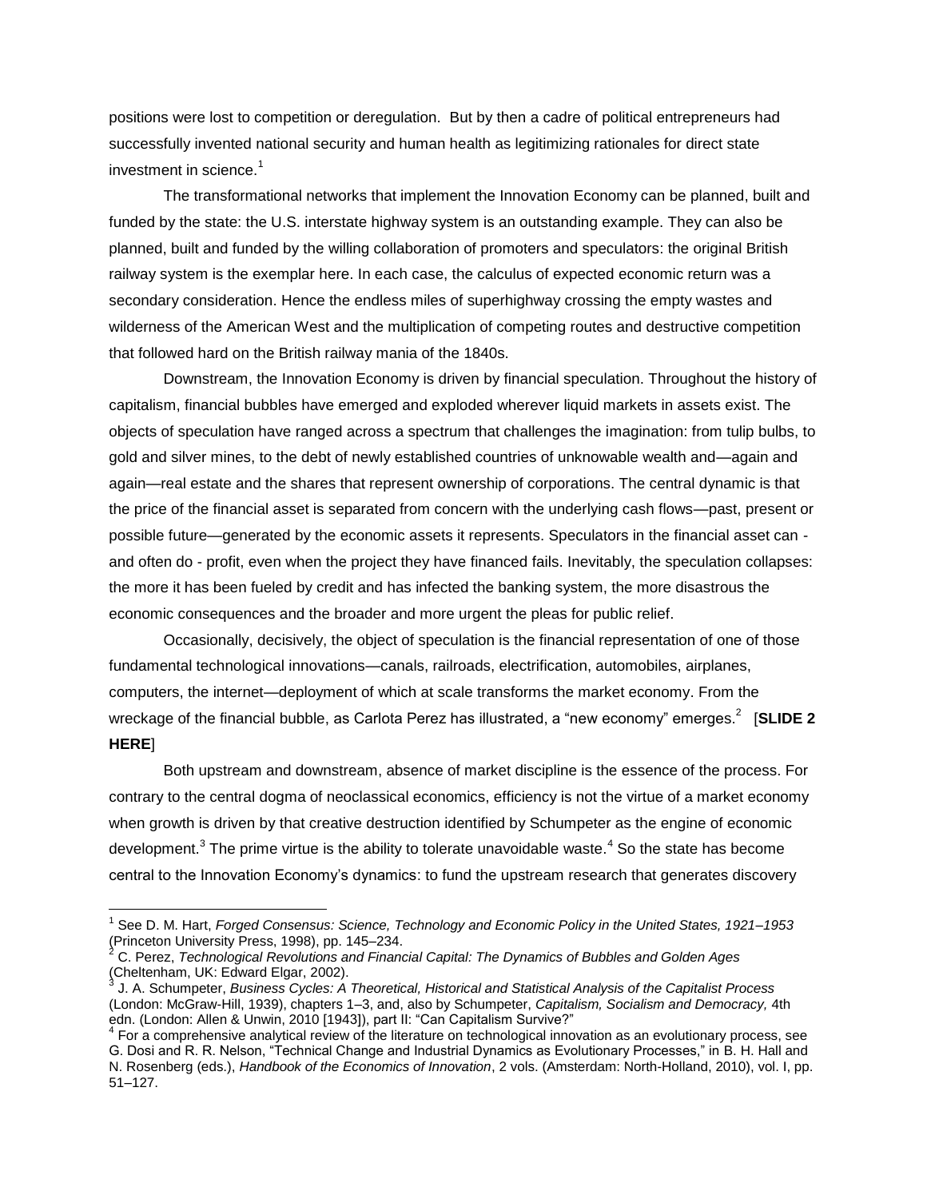positions were lost to competition or deregulation. But by then a cadre of political entrepreneurs had successfully invented national security and human health as legitimizing rationales for direct state investment in science.[1]

The transformational networks that implement the Innovation Economy can be planned, built and funded by the state: the U.S. interstate highway system is an outstanding example. They can also be planned, built and funded by the willing collaboration of promoters and speculators: the original British railway system is the exemplar here. In each case, the calculus of expected economic return was a secondary consideration. Hence the endless miles of superhighway crossing the empty wastes and wilderness of the American West and the multiplication of competing routes and destructive competition that followed hard on the British railway mania of the 1840s.

Downstream, the Innovation Economy is driven by financial speculation. Throughout the history of capitalism, financial bubbles have emerged and exploded wherever liquid markets in assets exist. The objects of speculation have ranged across a spectrum that challenges the imagination: from tulip bulbs, to gold and silver mines, to the debt of newly established countries of unknowable wealth and—again and again—real estate and the shares that represent ownership of corporations. The central dynamic is that the price of the financial asset is separated from concern with the underlying cash flows—past, present or possible future—generated by the economic assets it represents. Speculators in the financial asset can - and often do - profit, even when the project they have financed fails. Inevitably, the speculation collapses: the more it has been fueled by credit and has infected the banking system, the more disastrous the economic consequences and the broader and more urgent the pleas for public relief.

Occasionally, decisively, the object of speculation is the financial representation of one of those fundamental technological innovations—canals, railroads, electrification, automobiles, airplanes, computers, the internet—deployment of which at scale transforms the market economy. From the wreckage of the financial bubble, as Carlota Perez has illustrated, a "new economy" emerges.[2] [**SLIDE 2 HERE**]

Both upstream and downstream, absence of market discipline is the essence of the process. For contrary to the central dogma of neoclassical economics, efficiency is not the virtue of a market economy when growth is driven by that creative destruction identified by Schumpeter as the engine of economic development.[3] The prime virtue is the ability to tolerate unavoidable waste.[4] So the state has become central to the Innovation Economy's dynamics: to fund the upstream research that generates discovery

---

[1] See D. M. Hart, *Forged Consensus: Science, Technology and Economic Policy in the United States, 1921–1953* (Princeton University Press, 1998), pp. 145–234.

[2] C. Perez, *Technological Revolutions and Financial Capital: The Dynamics of Bubbles and Golden Ages* (Cheltenham, UK: Edward Elgar, 2002).

[3] J. A. Schumpeter, *Business Cycles: A Theoretical, Historical and Statistical Analysis of the Capitalist Process* (London: McGraw-Hill, 1939), chapters 1–3, and, also by Schumpeter, *Capitalism, Socialism and Democracy,* 4th edn. (London: Allen & Unwin, 2010 [1943]), part II: "Can Capitalism Survive?"

[4] For a comprehensive analytical review of the literature on technological innovation as an evolutionary process, see G. Dosi and R. R. Nelson, "Technical Change and Industrial Dynamics as Evolutionary Processes," in B. H. Hall and N. Rosenberg (eds.), *Handbook of the Economics of Innovation*, 2 vols. (Amsterdam: North-Holland, 2010), vol. I, pp. 51–127.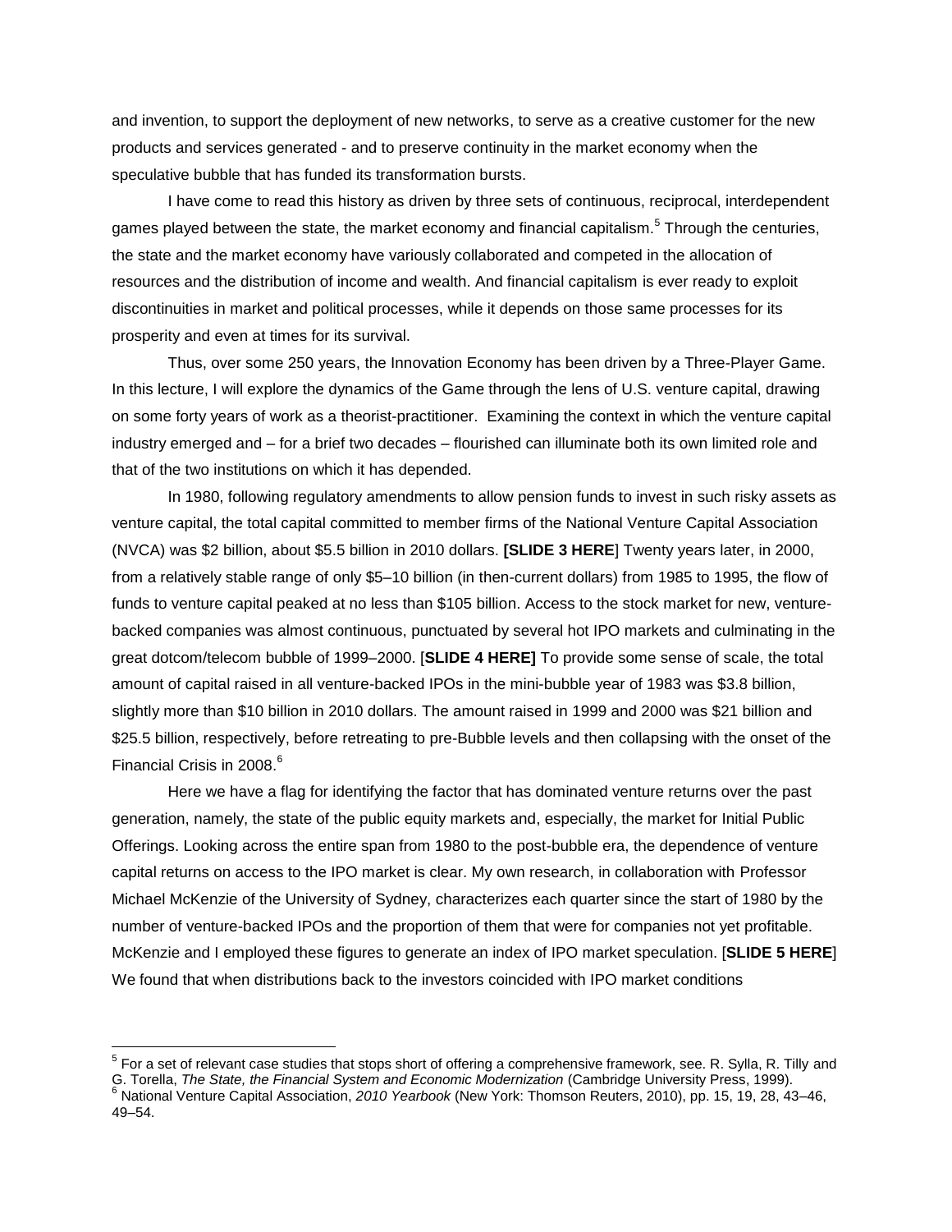and invention, to support the deployment of new networks, to serve as a creative customer for the new products and services generated - and to preserve continuity in the market economy when the speculative bubble that has funded its transformation bursts.

I have come to read this history as driven by three sets of continuous, reciprocal, interdependent games played between the state, the market economy and financial capitalism.[5] Through the centuries, the state and the market economy have variously collaborated and competed in the allocation of resources and the distribution of income and wealth. And financial capitalism is ever ready to exploit discontinuities in market and political processes, while it depends on those same processes for its prosperity and even at times for its survival.

Thus, over some 250 years, the Innovation Economy has been driven by a Three-Player Game. In this lecture, I will explore the dynamics of the Game through the lens of U.S. venture capital, drawing on some forty years of work as a theorist-practitioner. Examining the context in which the venture capital industry emerged and – for a brief two decades – flourished can illuminate both its own limited role and that of the two institutions on which it has depended.

In 1980, following regulatory amendments to allow pension funds to invest in such risky assets as venture capital, the total capital committed to member firms of the National Venture Capital Association (NVCA) was $2 billion, about $5.5 billion in 2010 dollars. **[SLIDE 3 HERE**] Twenty years later, in 2000, from a relatively stable range of only $5–10 billion (in then-current dollars) from 1985 to 1995, the flow of funds to venture capital peaked at no less than $105 billion. Access to the stock market for new, venture-backed companies was almost continuous, punctuated by several hot IPO markets and culminating in the great dotcom/telecom bubble of 1999–2000. [**SLIDE 4 HERE]** To provide some sense of scale, the total amount of capital raised in all venture-backed IPOs in the mini-bubble year of 1983 was $3.8 billion, slightly more than $10 billion in 2010 dollars. The amount raised in 1999 and 2000 was $21 billion and $25.5 billion, respectively, before retreating to pre-Bubble levels and then collapsing with the onset of the Financial Crisis in 2008.[6]

Here we have a flag for identifying the factor that has dominated venture returns over the past generation, namely, the state of the public equity markets and, especially, the market for Initial Public Offerings. Looking across the entire span from 1980 to the post-bubble era, the dependence of venture capital returns on access to the IPO market is clear. My own research, in collaboration with Professor Michael McKenzie of the University of Sydney, characterizes each quarter since the start of 1980 by the number of venture-backed IPOs and the proportion of them that were for companies not yet profitable. McKenzie and I employed these figures to generate an index of IPO market speculation. [**SLIDE 5 HERE**] We found that when distributions back to the investors coincided with IPO market conditions

---

[5] For a set of relevant case studies that stops short of offering a comprehensive framework, see. R. Sylla, R. Tilly and G. Torella, *The State, the Financial System and Economic Modernization* (Cambridge University Press, 1999).

[6] National Venture Capital Association, *2010 Yearbook* (New York: Thomson Reuters, 2010), pp. 15, 19, 28, 43–46, 49–54.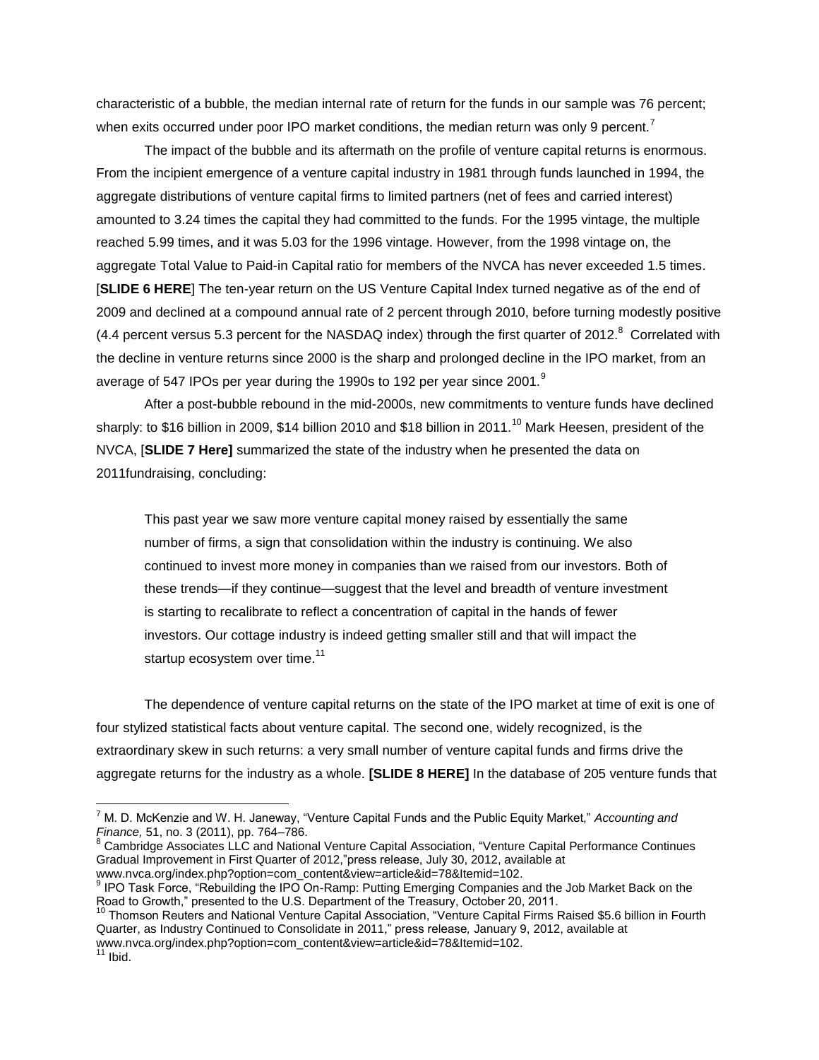characteristic of a bubble, the median internal rate of return for the funds in our sample was 76 percent; when exits occurred under poor IPO market conditions, the median return was only 9 percent.[7]

The impact of the bubble and its aftermath on the profile of venture capital returns is enormous. From the incipient emergence of a venture capital industry in 1981 through funds launched in 1994, the aggregate distributions of venture capital firms to limited partners (net of fees and carried interest) amounted to 3.24 times the capital they had committed to the funds. For the 1995 vintage, the multiple reached 5.99 times, and it was 5.03 for the 1996 vintage. However, from the 1998 vintage on, the aggregate Total Value to Paid-in Capital ratio for members of the NVCA has never exceeded 1.5 times. [**SLIDE 6 HERE**] The ten-year return on the US Venture Capital Index turned negative as of the end of 2009 and declined at a compound annual rate of 2 percent through 2010, before turning modestly positive (4.4 percent versus 5.3 percent for the NASDAQ index) through the first quarter of 2012.[8] Correlated with the decline in venture returns since 2000 is the sharp and prolonged decline in the IPO market, from an average of 547 IPOs per year during the 1990s to 192 per year since 2001.[9]

After a post-bubble rebound in the mid-2000s, new commitments to venture funds have declined sharply: to $16 billion in 2009, $14 billion 2010 and $18 billion in 2011.[10] Mark Heesen, president of the NVCA, [**SLIDE 7 Here]** summarized the state of the industry when he presented the data on 2011fundraising, concluding:

> This past year we saw more venture capital money raised by essentially the same number of firms, a sign that consolidation within the industry is continuing. We also continued to invest more money in companies than we raised from our investors. Both of these trends—if they continue—suggest that the level and breadth of venture investment is starting to recalibrate to reflect a concentration of capital in the hands of fewer investors. Our cottage industry is indeed getting smaller still and that will impact the startup ecosystem over time.[11]

The dependence of venture capital returns on the state of the IPO market at time of exit is one of four stylized statistical facts about venture capital. The second one, widely recognized, is the extraordinary skew in such returns: a very small number of venture capital funds and firms drive the aggregate returns for the industry as a whole. **[SLIDE 8 HERE]** In the database of 205 venture funds that

---

[7] M. D. McKenzie and W. H. Janeway, "Venture Capital Funds and the Public Equity Market," *Accounting and Finance,* 51, no. 3 (2011), pp. 764–786.

[8] Cambridge Associates LLC and National Venture Capital Association, "Venture Capital Performance Continues Gradual Improvement in First Quarter of 2012,"press release, July 30, 2012, available at www.nvca.org/index.php?option=com_content&view=article&id=78&Itemid=102.

[9] IPO Task Force, "Rebuilding the IPO On-Ramp: Putting Emerging Companies and the Job Market Back on the Road to Growth," presented to the U.S. Department of the Treasury, October 20, 2011.

[10] Thomson Reuters and National Venture Capital Association, "Venture Capital Firms Raised $5.6 billion in Fourth Quarter, as Industry Continued to Consolidate in 2011," press release*,* January 9, 2012, available at www.nvca.org/index.php?option=com_content&view=article&id=78&Itemid=102.

[11] Ibid.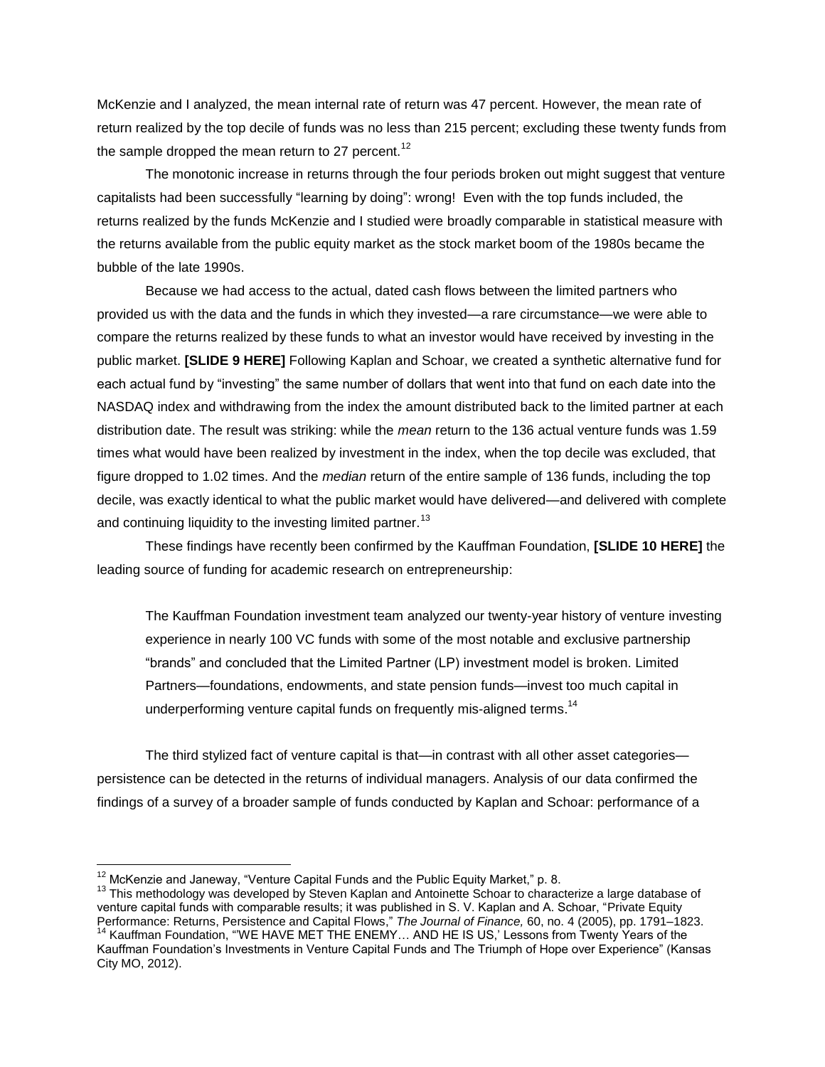McKenzie and I analyzed, the mean internal rate of return was 47 percent. However, the mean rate of return realized by the top decile of funds was no less than 215 percent; excluding these twenty funds from the sample dropped the mean return to 27 percent.[12]

The monotonic increase in returns through the four periods broken out might suggest that venture capitalists had been successfully "learning by doing": wrong! Even with the top funds included, the returns realized by the funds McKenzie and I studied were broadly comparable in statistical measure with the returns available from the public equity market as the stock market boom of the 1980s became the bubble of the late 1990s.

Because we had access to the actual, dated cash flows between the limited partners who provided us with the data and the funds in which they invested—a rare circumstance—we were able to compare the returns realized by these funds to what an investor would have received by investing in the public market. **[SLIDE 9 HERE]** Following Kaplan and Schoar, we created a synthetic alternative fund for each actual fund by "investing" the same number of dollars that went into that fund on each date into the NASDAQ index and withdrawing from the index the amount distributed back to the limited partner at each distribution date. The result was striking: while the *mean* return to the 136 actual venture funds was 1.59 times what would have been realized by investment in the index, when the top decile was excluded, that figure dropped to 1.02 times. And the *median* return of the entire sample of 136 funds, including the top decile, was exactly identical to what the public market would have delivered—and delivered with complete and continuing liquidity to the investing limited partner.[13]

These findings have recently been confirmed by the Kauffman Foundation, **[SLIDE 10 HERE]** the leading source of funding for academic research on entrepreneurship:

> The Kauffman Foundation investment team analyzed our twenty-year history of venture investing experience in nearly 100 VC funds with some of the most notable and exclusive partnership "brands" and concluded that the Limited Partner (LP) investment model is broken. Limited Partners—foundations, endowments, and state pension funds—invest too much capital in underperforming venture capital funds on frequently mis-aligned terms.[14]

The third stylized fact of venture capital is that—in contrast with all other asset categories—persistence can be detected in the returns of individual managers. Analysis of our data confirmed the findings of a survey of a broader sample of funds conducted by Kaplan and Schoar: performance of a

---

[12] McKenzie and Janeway, "Venture Capital Funds and the Public Equity Market," p. 8.

[13] This methodology was developed by Steven Kaplan and Antoinette Schoar to characterize a large database of venture capital funds with comparable results; it was published in S. V. Kaplan and A. Schoar, "Private Equity Performance: Returns, Persistence and Capital Flows," *The Journal of Finance,* 60, no. 4 (2005), pp. 1791–1823.

[14] Kauffman Foundation, "'WE HAVE MET THE ENEMY… AND HE IS US,' Lessons from Twenty Years of the Kauffman Foundation's Investments in Venture Capital Funds and The Triumph of Hope over Experience" (Kansas City MO, 2012).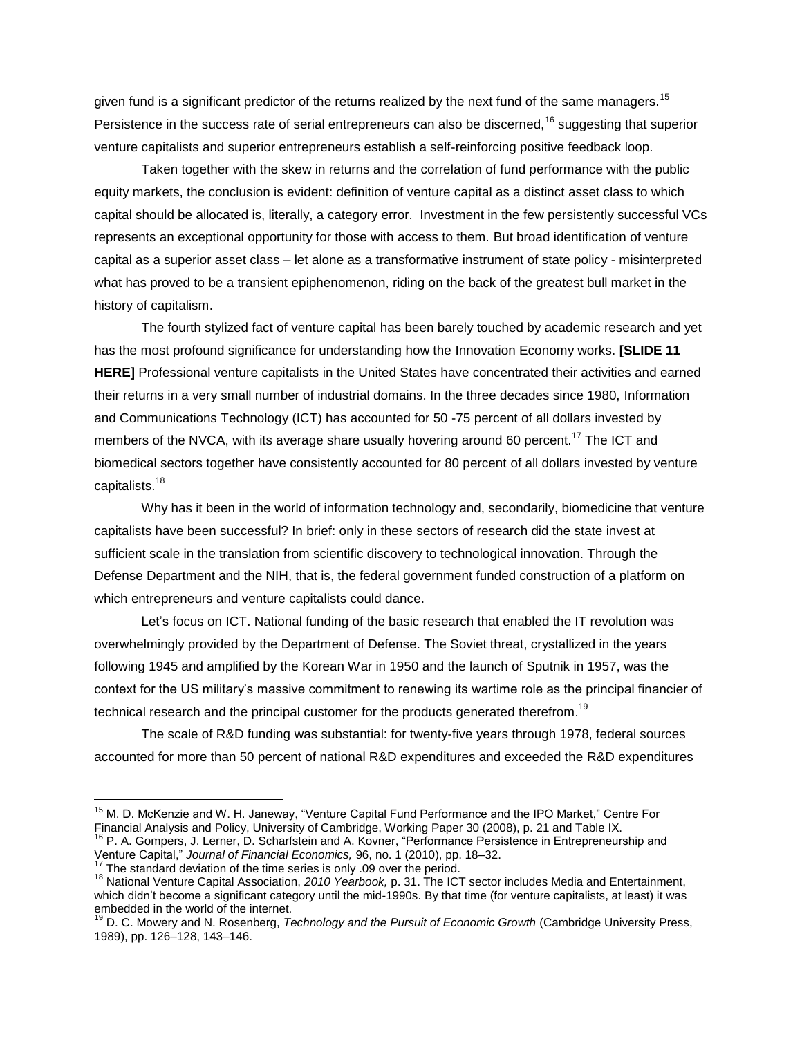given fund is a significant predictor of the returns realized by the next fund of the same managers.[15] Persistence in the success rate of serial entrepreneurs can also be discerned,[16] suggesting that superior venture capitalists and superior entrepreneurs establish a self-reinforcing positive feedback loop.

Taken together with the skew in returns and the correlation of fund performance with the public equity markets, the conclusion is evident: definition of venture capital as a distinct asset class to which capital should be allocated is, literally, a category error. Investment in the few persistently successful VCs represents an exceptional opportunity for those with access to them. But broad identification of venture capital as a superior asset class – let alone as a transformative instrument of state policy - misinterpreted what has proved to be a transient epiphenomenon, riding on the back of the greatest bull market in the history of capitalism.

The fourth stylized fact of venture capital has been barely touched by academic research and yet has the most profound significance for understanding how the Innovation Economy works. **[SLIDE 11 HERE]** Professional venture capitalists in the United States have concentrated their activities and earned their returns in a very small number of industrial domains. In the three decades since 1980, Information and Communications Technology (ICT) has accounted for 50 -75 percent of all dollars invested by members of the NVCA, with its average share usually hovering around 60 percent.[17] The ICT and biomedical sectors together have consistently accounted for 80 percent of all dollars invested by venture capitalists.[18]

Why has it been in the world of information technology and, secondarily, biomedicine that venture capitalists have been successful? In brief: only in these sectors of research did the state invest at sufficient scale in the translation from scientific discovery to technological innovation. Through the Defense Department and the NIH, that is, the federal government funded construction of a platform on which entrepreneurs and venture capitalists could dance.

Let's focus on ICT. National funding of the basic research that enabled the IT revolution was overwhelmingly provided by the Department of Defense. The Soviet threat, crystallized in the years following 1945 and amplified by the Korean War in 1950 and the launch of Sputnik in 1957, was the context for the US military's massive commitment to renewing its wartime role as the principal financier of technical research and the principal customer for the products generated therefrom.[19]

The scale of R&D funding was substantial: for twenty-five years through 1978, federal sources accounted for more than 50 percent of national R&D expenditures and exceeded the R&D expenditures

---

[15] M. D. McKenzie and W. H. Janeway, "Venture Capital Fund Performance and the IPO Market," Centre For Financial Analysis and Policy, University of Cambridge, Working Paper 30 (2008), p. 21 and Table IX.

[16] P. A. Gompers, J. Lerner, D. Scharfstein and A. Kovner, "Performance Persistence in Entrepreneurship and Venture Capital," *Journal of Financial Economics,* 96, no. 1 (2010), pp. 18–32.

[17] The standard deviation of the time series is only .09 over the period.

[18] National Venture Capital Association, *2010 Yearbook,* p. 31. The ICT sector includes Media and Entertainment, which didn't become a significant category until the mid-1990s. By that time (for venture capitalists, at least) it was embedded in the world of the internet.

[19] D. C. Mowery and N. Rosenberg, *Technology and the Pursuit of Economic Growth* (Cambridge University Press, 1989), pp. 126–128, 143–146.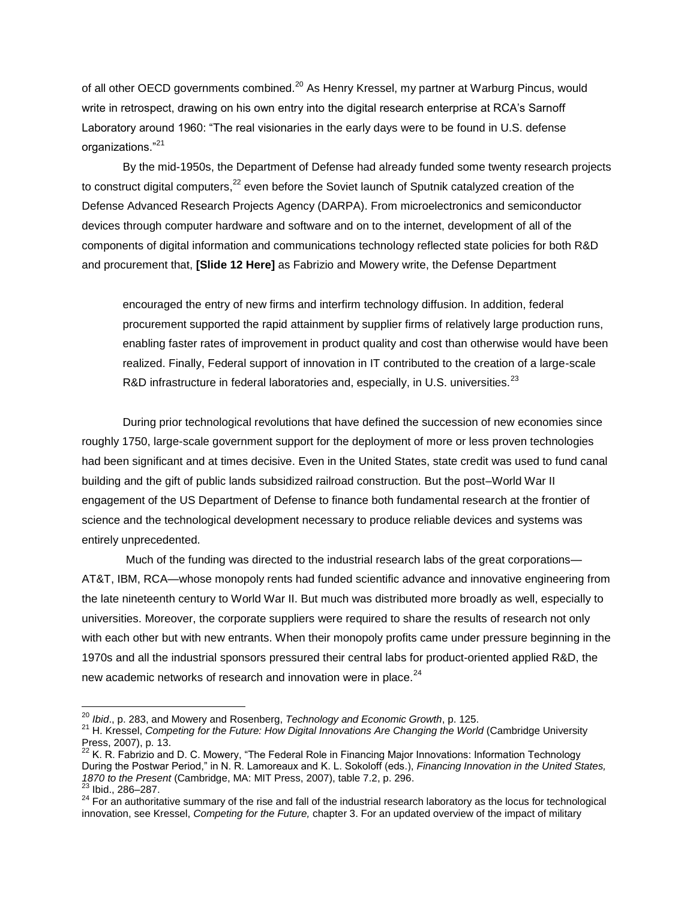of all other OECD governments combined.[20] As Henry Kressel, my partner at Warburg Pincus, would write in retrospect, drawing on his own entry into the digital research enterprise at RCA's Sarnoff Laboratory around 1960: "The real visionaries in the early days were to be found in U.S. defense organizations."[21]

By the mid-1950s, the Department of Defense had already funded some twenty research projects to construct digital computers,[22] even before the Soviet launch of Sputnik catalyzed creation of the Defense Advanced Research Projects Agency (DARPA). From microelectronics and semiconductor devices through computer hardware and software and on to the internet, development of all of the components of digital information and communications technology reflected state policies for both R&D and procurement that, **[Slide 12 Here]** as Fabrizio and Mowery write, the Defense Department

> encouraged the entry of new firms and interfirm technology diffusion. In addition, federal procurement supported the rapid attainment by supplier firms of relatively large production runs, enabling faster rates of improvement in product quality and cost than otherwise would have been realized. Finally, Federal support of innovation in IT contributed to the creation of a large-scale R&D infrastructure in federal laboratories and, especially, in U.S. universities.[23]

During prior technological revolutions that have defined the succession of new economies since roughly 1750, large-scale government support for the deployment of more or less proven technologies had been significant and at times decisive. Even in the United States, state credit was used to fund canal building and the gift of public lands subsidized railroad construction. But the post–World War II engagement of the US Department of Defense to finance both fundamental research at the frontier of science and the technological development necessary to produce reliable devices and systems was entirely unprecedented.

Much of the funding was directed to the industrial research labs of the great corporations—AT&T, IBM, RCA—whose monopoly rents had funded scientific advance and innovative engineering from the late nineteenth century to World War II. But much was distributed more broadly as well, especially to universities. Moreover, the corporate suppliers were required to share the results of research not only with each other but with new entrants. When their monopoly profits came under pressure beginning in the 1970s and all the industrial sponsors pressured their central labs for product-oriented applied R&D, the new academic networks of research and innovation were in place.[24]

---

[20] *Ibid*., p. 283, and Mowery and Rosenberg, *Technology and Economic Growth*, p. 125.

[21] H. Kressel, *Competing for the Future: How Digital Innovations Are Changing the World* (Cambridge University Press, 2007), p. 13.

[22] K. R. Fabrizio and D. C. Mowery, "The Federal Role in Financing Major Innovations: Information Technology During the Postwar Period," in N. R. Lamoreaux and K. L. Sokoloff (eds.), *Financing Innovation in the United States, 1870 to the Present* (Cambridge, MA: MIT Press, 2007), table 7.2, p. 296.

[23] Ibid., 286–287.

[24] For an authoritative summary of the rise and fall of the industrial research laboratory as the locus for technological innovation, see Kressel, *Competing for the Future,* chapter 3. For an updated overview of the impact of military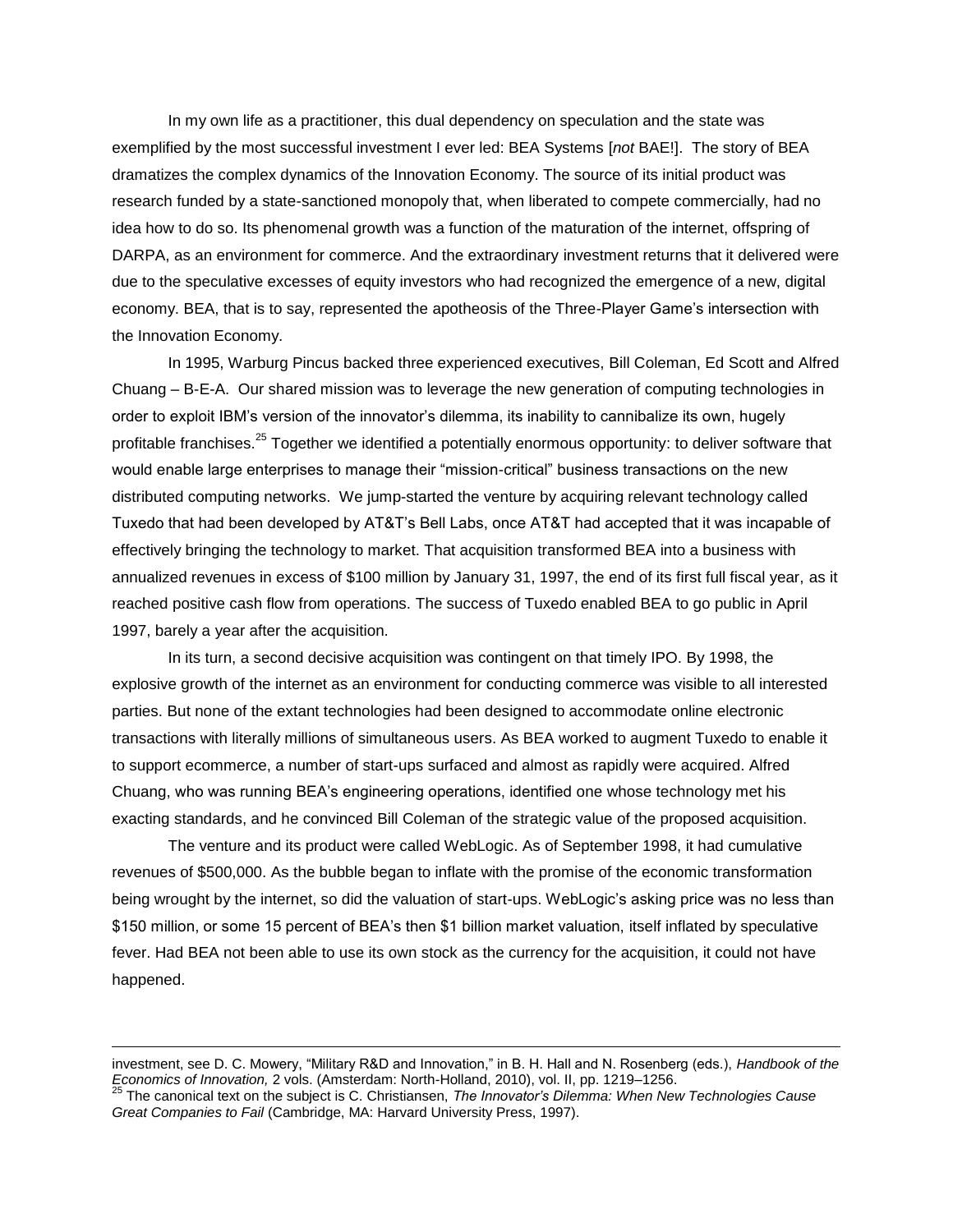In my own life as a practitioner, this dual dependency on speculation and the state was exemplified by the most successful investment I ever led: BEA Systems [*not* BAE!]. The story of BEA dramatizes the complex dynamics of the Innovation Economy. The source of its initial product was research funded by a state-sanctioned monopoly that, when liberated to compete commercially, had no idea how to do so. Its phenomenal growth was a function of the maturation of the internet, offspring of DARPA, as an environment for commerce. And the extraordinary investment returns that it delivered were due to the speculative excesses of equity investors who had recognized the emergence of a new, digital economy. BEA, that is to say, represented the apotheosis of the Three-Player Game's intersection with the Innovation Economy.

In 1995, Warburg Pincus backed three experienced executives, Bill Coleman, Ed Scott and Alfred Chuang – B-E-A. Our shared mission was to leverage the new generation of computing technologies in order to exploit IBM's version of the innovator's dilemma, its inability to cannibalize its own, hugely profitable franchises.[25] Together we identified a potentially enormous opportunity: to deliver software that would enable large enterprises to manage their "mission-critical" business transactions on the new distributed computing networks. We jump-started the venture by acquiring relevant technology called Tuxedo that had been developed by AT&T's Bell Labs, once AT&T had accepted that it was incapable of effectively bringing the technology to market. That acquisition transformed BEA into a business with annualized revenues in excess of $100 million by January 31, 1997, the end of its first full fiscal year, as it reached positive cash flow from operations. The success of Tuxedo enabled BEA to go public in April 1997, barely a year after the acquisition.

In its turn, a second decisive acquisition was contingent on that timely IPO. By 1998, the explosive growth of the internet as an environment for conducting commerce was visible to all interested parties. But none of the extant technologies had been designed to accommodate online electronic transactions with literally millions of simultaneous users. As BEA worked to augment Tuxedo to enable it to support ecommerce, a number of start-ups surfaced and almost as rapidly were acquired. Alfred Chuang, who was running BEA's engineering operations, identified one whose technology met his exacting standards, and he convinced Bill Coleman of the strategic value of the proposed acquisition.

The venture and its product were called WebLogic. As of September 1998, it had cumulative revenues of $500,000. As the bubble began to inflate with the promise of the economic transformation being wrought by the internet, so did the valuation of start-ups. WebLogic's asking price was no less than $150 million, or some 15 percent of BEA's then $1 billion market valuation, itself inflated by speculative fever. Had BEA not been able to use its own stock as the currency for the acquisition, it could not have happened.

---

investment, see D. C. Mowery, "Military R&D and Innovation," in B. H. Hall and N. Rosenberg (eds.), *Handbook of the Economics of Innovation,* 2 vols. (Amsterdam: North-Holland, 2010), vol. II, pp. 1219–1256.

[25] The canonical text on the subject is C. Christiansen, *The Innovator's Dilemma: When New Technologies Cause Great Companies to Fail* (Cambridge, MA: Harvard University Press, 1997).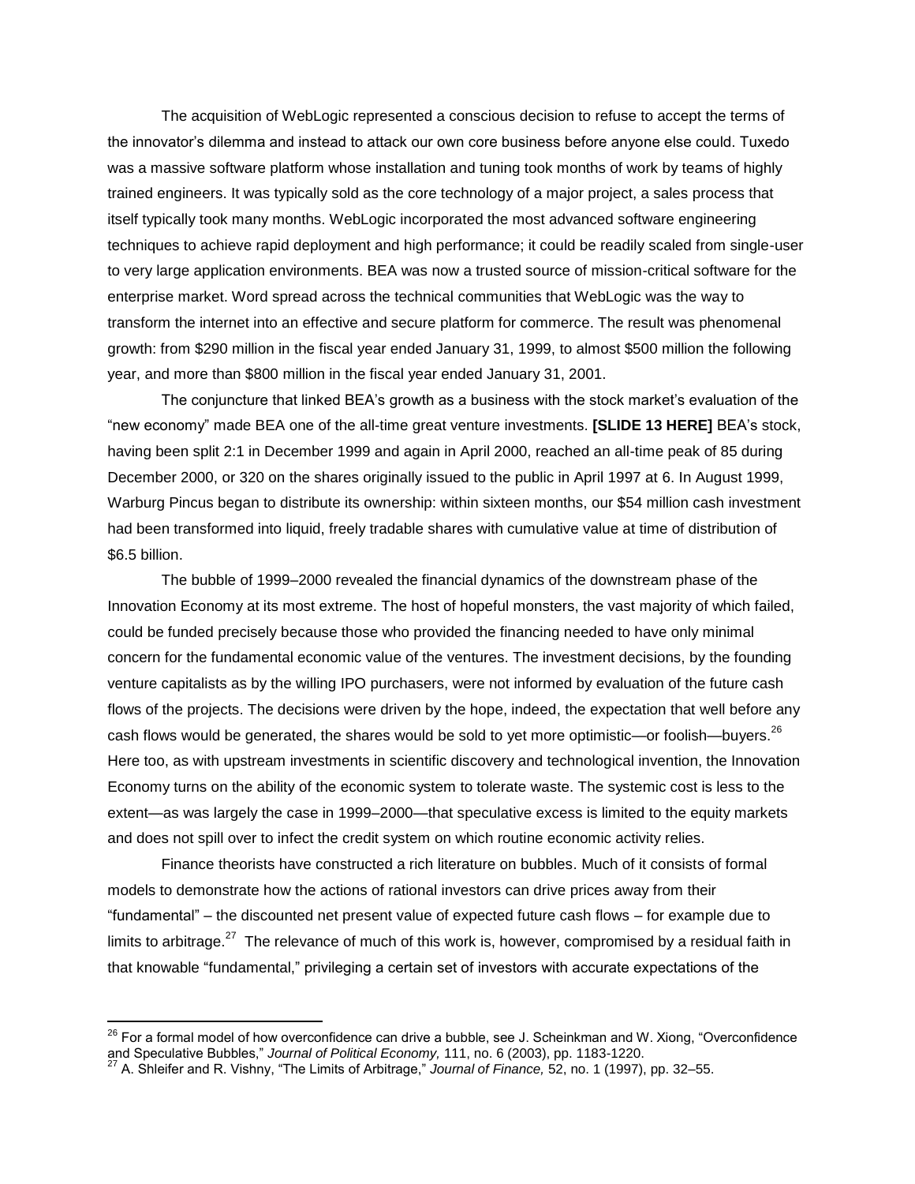The acquisition of WebLogic represented a conscious decision to refuse to accept the terms of the innovator's dilemma and instead to attack our own core business before anyone else could. Tuxedo was a massive software platform whose installation and tuning took months of work by teams of highly trained engineers. It was typically sold as the core technology of a major project, a sales process that itself typically took many months. WebLogic incorporated the most advanced software engineering techniques to achieve rapid deployment and high performance; it could be readily scaled from single-user to very large application environments. BEA was now a trusted source of mission-critical software for the enterprise market. Word spread across the technical communities that WebLogic was the way to transform the internet into an effective and secure platform for commerce. The result was phenomenal growth: from $290 million in the fiscal year ended January 31, 1999, to almost $500 million the following year, and more than $800 million in the fiscal year ended January 31, 2001.

The conjuncture that linked BEA's growth as a business with the stock market's evaluation of the "new economy" made BEA one of the all-time great venture investments. **[SLIDE 13 HERE]** BEA's stock, having been split 2:1 in December 1999 and again in April 2000, reached an all-time peak of 85 during December 2000, or 320 on the shares originally issued to the public in April 1997 at 6. In August 1999, Warburg Pincus began to distribute its ownership: within sixteen months, our $54 million cash investment had been transformed into liquid, freely tradable shares with cumulative value at time of distribution of $6.5 billion.

The bubble of 1999–2000 revealed the financial dynamics of the downstream phase of the Innovation Economy at its most extreme. The host of hopeful monsters, the vast majority of which failed, could be funded precisely because those who provided the financing needed to have only minimal concern for the fundamental economic value of the ventures. The investment decisions, by the founding venture capitalists as by the willing IPO purchasers, were not informed by evaluation of the future cash flows of the projects. The decisions were driven by the hope, indeed, the expectation that well before any cash flows would be generated, the shares would be sold to yet more optimistic—or foolish—buyers.[26] Here too, as with upstream investments in scientific discovery and technological invention, the Innovation Economy turns on the ability of the economic system to tolerate waste. The systemic cost is less to the extent—as was largely the case in 1999–2000—that speculative excess is limited to the equity markets and does not spill over to infect the credit system on which routine economic activity relies.

Finance theorists have constructed a rich literature on bubbles. Much of it consists of formal models to demonstrate how the actions of rational investors can drive prices away from their "fundamental" – the discounted net present value of expected future cash flows – for example due to limits to arbitrage.[27] The relevance of much of this work is, however, compromised by a residual faith in that knowable "fundamental," privileging a certain set of investors with accurate expectations of the

---

[26] For a formal model of how overconfidence can drive a bubble, see J. Scheinkman and W. Xiong, "Overconfidence and Speculative Bubbles," *Journal of Political Economy,* 111, no. 6 (2003), pp. 1183-1220.

[27] A. Shleifer and R. Vishny, "The Limits of Arbitrage," *Journal of Finance,* 52, no. 1 (1997), pp. 32–55.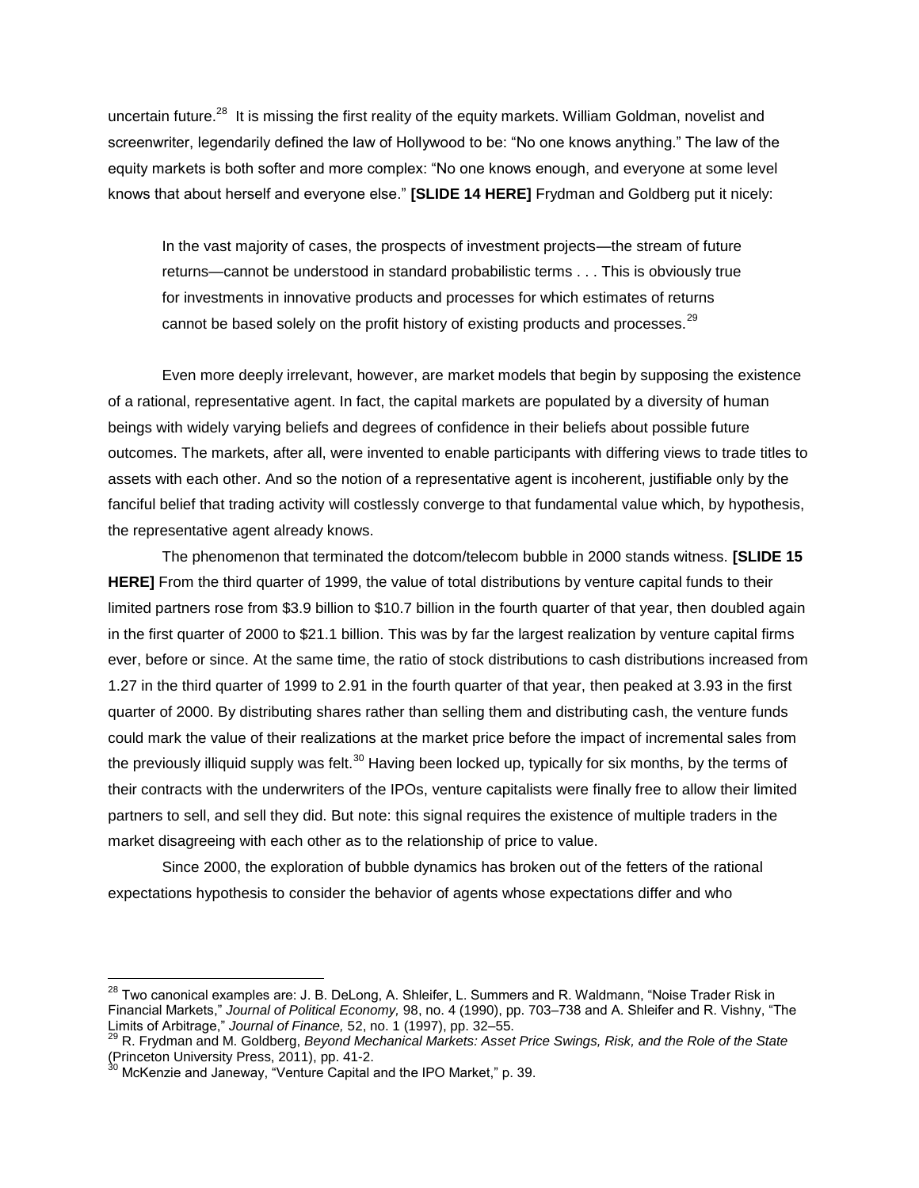uncertain future.[28] It is missing the first reality of the equity markets. William Goldman, novelist and screenwriter, legendarily defined the law of Hollywood to be: "No one knows anything." The law of the equity markets is both softer and more complex: "No one knows enough, and everyone at some level knows that about herself and everyone else." **[SLIDE 14 HERE]** Frydman and Goldberg put it nicely:

> In the vast majority of cases, the prospects of investment projects—the stream of future returns—cannot be understood in standard probabilistic terms . . . This is obviously true for investments in innovative products and processes for which estimates of returns cannot be based solely on the profit history of existing products and processes.[29]

Even more deeply irrelevant, however, are market models that begin by supposing the existence of a rational, representative agent. In fact, the capital markets are populated by a diversity of human beings with widely varying beliefs and degrees of confidence in their beliefs about possible future outcomes. The markets, after all, were invented to enable participants with differing views to trade titles to assets with each other. And so the notion of a representative agent is incoherent, justifiable only by the fanciful belief that trading activity will costlessly converge to that fundamental value which, by hypothesis, the representative agent already knows.

The phenomenon that terminated the dotcom/telecom bubble in 2000 stands witness. **[SLIDE 15 HERE]** From the third quarter of 1999, the value of total distributions by venture capital funds to their limited partners rose from \$3.9 billion to \$10.7 billion in the fourth quarter of that year, then doubled again in the first quarter of 2000 to \$21.1 billion. This was by far the largest realization by venture capital firms ever, before or since. At the same time, the ratio of stock distributions to cash distributions increased from 1.27 in the third quarter of 1999 to 2.91 in the fourth quarter of that year, then peaked at 3.93 in the first quarter of 2000. By distributing shares rather than selling them and distributing cash, the venture funds could mark the value of their realizations at the market price before the impact of incremental sales from the previously illiquid supply was felt.[30] Having been locked up, typically for six months, by the terms of their contracts with the underwriters of the IPOs, venture capitalists were finally free to allow their limited partners to sell, and sell they did. But note: this signal requires the existence of multiple traders in the market disagreeing with each other as to the relationship of price to value.

Since 2000, the exploration of bubble dynamics has broken out of the fetters of the rational expectations hypothesis to consider the behavior of agents whose expectations differ and who

---

[28] Two canonical examples are: J. B. DeLong, A. Shleifer, L. Summers and R. Waldmann, "Noise Trader Risk in Financial Markets," *Journal of Political Economy,* 98, no. 4 (1990), pp. 703–738 and A. Shleifer and R. Vishny, "The Limits of Arbitrage," *Journal of Finance,* 52, no. 1 (1997), pp. 32–55.

[29] R. Frydman and M. Goldberg, *Beyond Mechanical Markets: Asset Price Swings, Risk, and the Role of the State* (Princeton University Press, 2011), pp. 41-2.

[30] McKenzie and Janeway, "Venture Capital and the IPO Market," p. 39.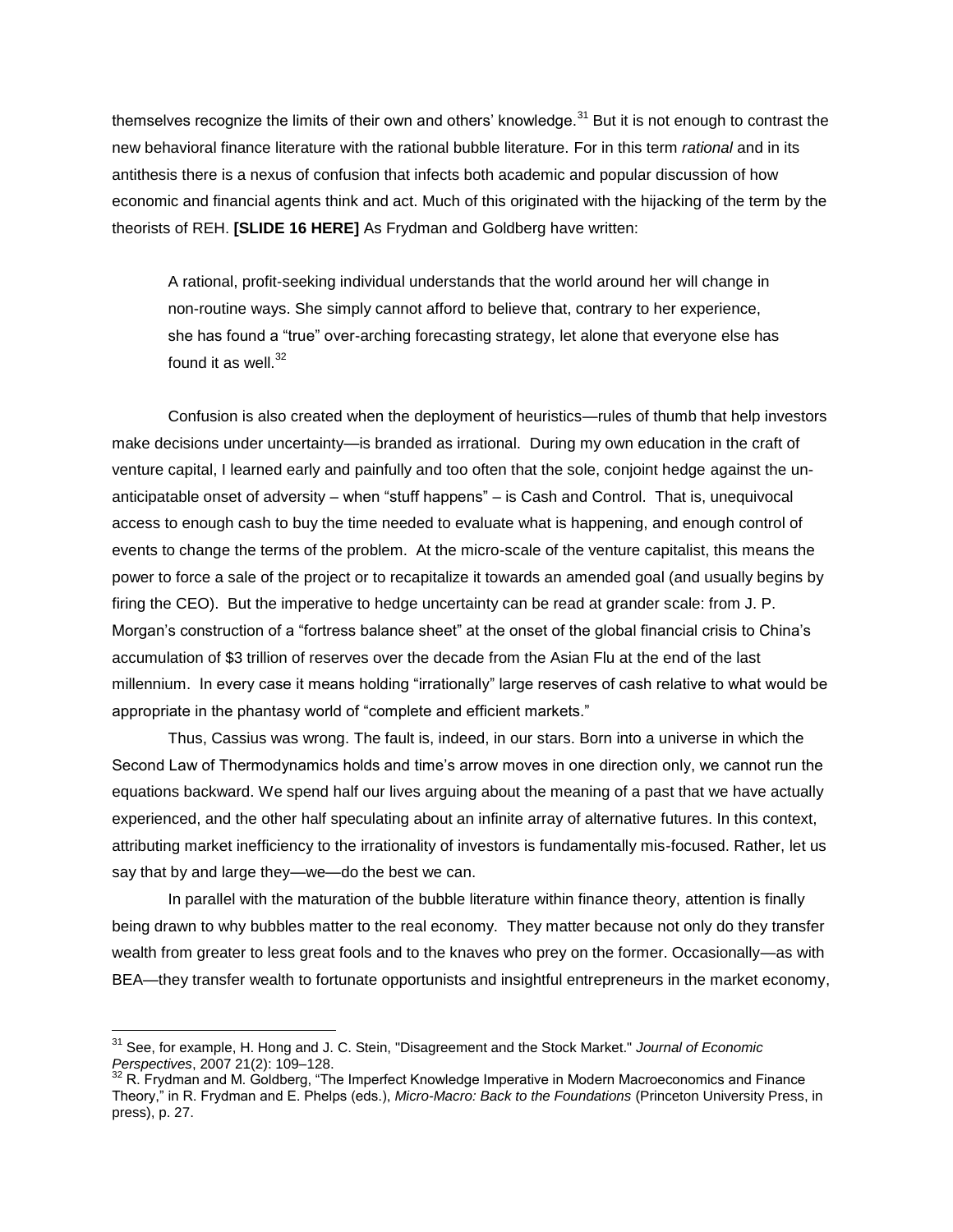themselves recognize the limits of their own and others' knowledge.[31] But it is not enough to contrast the new behavioral finance literature with the rational bubble literature. For in this term *rational* and in its antithesis there is a nexus of confusion that infects both academic and popular discussion of how economic and financial agents think and act. Much of this originated with the hijacking of the term by the theorists of REH. **[SLIDE 16 HERE]** As Frydman and Goldberg have written:

> A rational, profit-seeking individual understands that the world around her will change in non-routine ways. She simply cannot afford to believe that, contrary to her experience, she has found a "true" over-arching forecasting strategy, let alone that everyone else has found it as well.[32]

Confusion is also created when the deployment of heuristics—rules of thumb that help investors make decisions under uncertainty—is branded as irrational. During my own education in the craft of venture capital, I learned early and painfully and too often that the sole, conjoint hedge against the un-anticipatable onset of adversity – when "stuff happens" – is Cash and Control. That is, unequivocal access to enough cash to buy the time needed to evaluate what is happening, and enough control of events to change the terms of the problem. At the micro-scale of the venture capitalist, this means the power to force a sale of the project or to recapitalize it towards an amended goal (and usually begins by firing the CEO). But the imperative to hedge uncertainty can be read at grander scale: from J. P. Morgan's construction of a "fortress balance sheet" at the onset of the global financial crisis to China's accumulation of $3 trillion of reserves over the decade from the Asian Flu at the end of the last millennium. In every case it means holding "irrationally" large reserves of cash relative to what would be appropriate in the phantasy world of "complete and efficient markets."

Thus, Cassius was wrong. The fault is, indeed, in our stars. Born into a universe in which the Second Law of Thermodynamics holds and time's arrow moves in one direction only, we cannot run the equations backward. We spend half our lives arguing about the meaning of a past that we have actually experienced, and the other half speculating about an infinite array of alternative futures. In this context, attributing market inefficiency to the irrationality of investors is fundamentally mis-focused. Rather, let us say that by and large they—we—do the best we can.

In parallel with the maturation of the bubble literature within finance theory, attention is finally being drawn to why bubbles matter to the real economy. They matter because not only do they transfer wealth from greater to less great fools and to the knaves who prey on the former. Occasionally—as with BEA—they transfer wealth to fortunate opportunists and insightful entrepreneurs in the market economy,

---

[31] See, for example, H. Hong and J. C. Stein, "Disagreement and the Stock Market." *Journal of Economic Perspectives*, 2007 21(2): 109–128.

[32] R. Frydman and M. Goldberg, "The Imperfect Knowledge Imperative in Modern Macroeconomics and Finance Theory," in R. Frydman and E. Phelps (eds.), *Micro-Macro: Back to the Foundations* (Princeton University Press, in press), p. 27.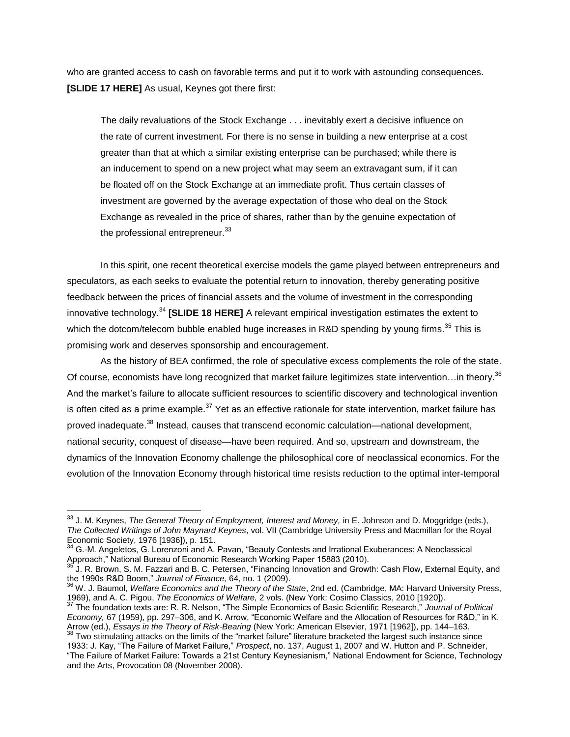who are granted access to cash on favorable terms and put it to work with astounding consequences. **[SLIDE 17 HERE]** As usual, Keynes got there first:

> The daily revaluations of the Stock Exchange . . . inevitably exert a decisive influence on the rate of current investment. For there is no sense in building a new enterprise at a cost greater than that at which a similar existing enterprise can be purchased; while there is an inducement to spend on a new project what may seem an extravagant sum, if it can be floated off on the Stock Exchange at an immediate profit. Thus certain classes of investment are governed by the average expectation of those who deal on the Stock Exchange as revealed in the price of shares, rather than by the genuine expectation of the professional entrepreneur.[33]

In this spirit, one recent theoretical exercise models the game played between entrepreneurs and speculators, as each seeks to evaluate the potential return to innovation, thereby generating positive feedback between the prices of financial assets and the volume of investment in the corresponding innovative technology.[34] **[SLIDE 18 HERE]** A relevant empirical investigation estimates the extent to which the dotcom/telecom bubble enabled huge increases in R&D spending by young firms.[35] This is promising work and deserves sponsorship and encouragement.

As the history of BEA confirmed, the role of speculative excess complements the role of the state. Of course, economists have long recognized that market failure legitimizes state intervention…in theory.[36] And the market's failure to allocate sufficient resources to scientific discovery and technological invention is often cited as a prime example.[37] Yet as an effective rationale for state intervention, market failure has proved inadequate.[38] Instead, causes that transcend economic calculation—national development, national security, conquest of disease—have been required. And so, upstream and downstream, the dynamics of the Innovation Economy challenge the philosophical core of neoclassical economics. For the evolution of the Innovation Economy through historical time resists reduction to the optimal inter-temporal

---

[33] J. M. Keynes, *The General Theory of Employment, Interest and Money,* in E. Johnson and D. Moggridge (eds.), *The Collected Writings of John Maynard Keynes*, vol. VII (Cambridge University Press and Macmillan for the Royal Economic Society, 1976 [1936]), p. 151.

[34] G.-M. Angeletos, G. Lorenzoni and A. Pavan, "Beauty Contests and Irrational Exuberances: A Neoclassical Approach," National Bureau of Economic Research Working Paper 15883 (2010).

[35] J. R. Brown, S. M. Fazzari and B. C. Petersen, "Financing Innovation and Growth: Cash Flow, External Equity, and the 1990s R&D Boom," *Journal of Finance,* 64, no. 1 (2009).

[36] W. J. Baumol, *Welfare Economics and the Theory of the State*, 2nd ed. (Cambridge, MA: Harvard University Press, 1969), and A. C. Pigou, *The Economics of Welfare,* 2 vols. (New York: Cosimo Classics, 2010 [1920]).

[37] The foundation texts are: R. R. Nelson, "The Simple Economics of Basic Scientific Research," *Journal of Political Economy,* 67 (1959), pp. 297–306, and K. Arrow, "Economic Welfare and the Allocation of Resources for R&D," in K. Arrow (ed.), *Essays in the Theory of Risk-Bearing* (New York: American Elsevier, 1971 [1962]), pp. 144–163.

[38] Two stimulating attacks on the limits of the "market failure" literature bracketed the largest such instance since 1933: J. Kay, "The Failure of Market Failure," *Prospect*, no. 137, August 1, 2007 and W. Hutton and P. Schneider, "The Failure of Market Failure: Towards a 21st Century Keynesianism," National Endowment for Science, Technology and the Arts, Provocation 08 (November 2008).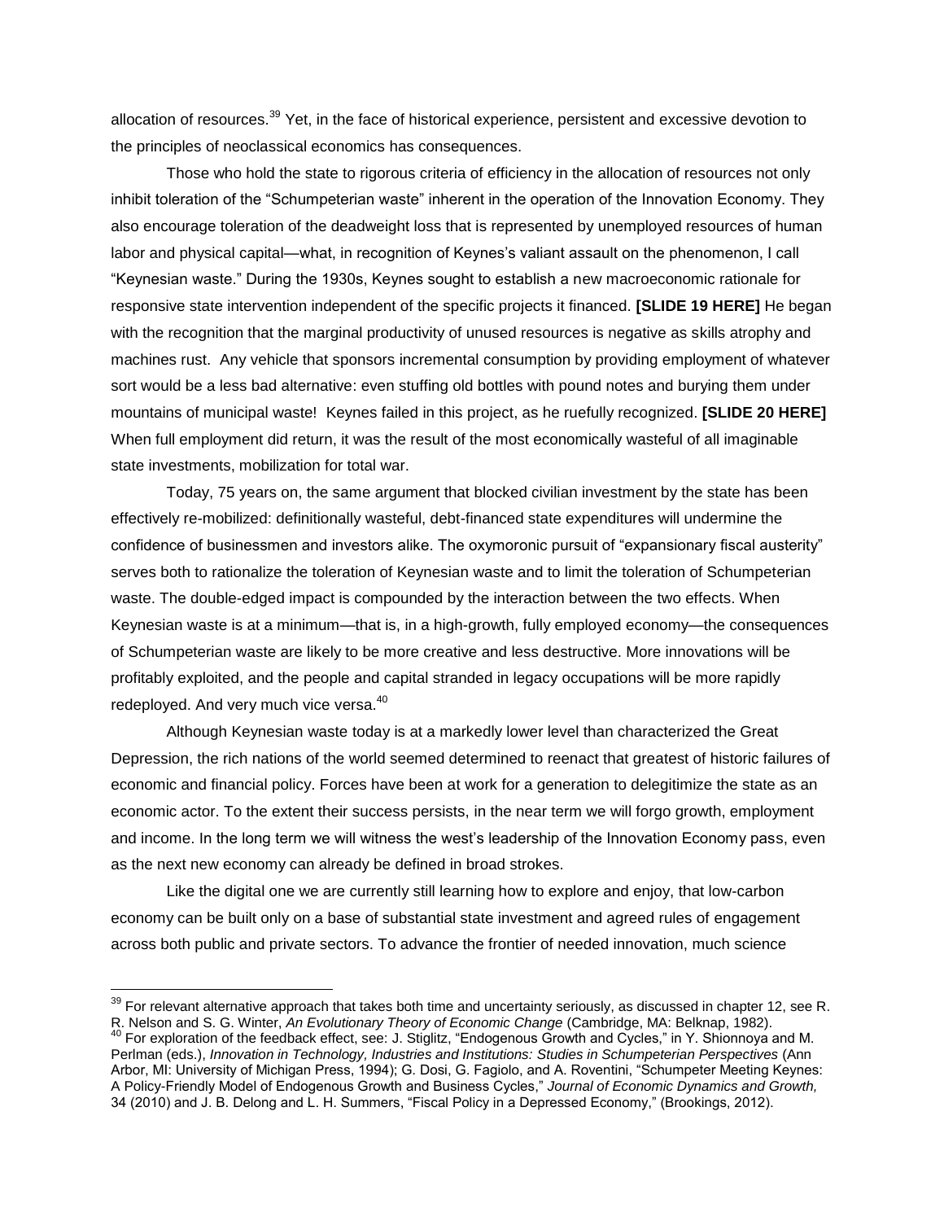allocation of resources.[39] Yet, in the face of historical experience, persistent and excessive devotion to the principles of neoclassical economics has consequences.

Those who hold the state to rigorous criteria of efficiency in the allocation of resources not only inhibit toleration of the "Schumpeterian waste" inherent in the operation of the Innovation Economy. They also encourage toleration of the deadweight loss that is represented by unemployed resources of human labor and physical capital—what, in recognition of Keynes's valiant assault on the phenomenon, I call "Keynesian waste." During the 1930s, Keynes sought to establish a new macroeconomic rationale for responsive state intervention independent of the specific projects it financed. **[SLIDE 19 HERE]** He began with the recognition that the marginal productivity of unused resources is negative as skills atrophy and machines rust. Any vehicle that sponsors incremental consumption by providing employment of whatever sort would be a less bad alternative: even stuffing old bottles with pound notes and burying them under mountains of municipal waste! Keynes failed in this project, as he ruefully recognized. **[SLIDE 20 HERE]** When full employment did return, it was the result of the most economically wasteful of all imaginable state investments, mobilization for total war.

Today, 75 years on, the same argument that blocked civilian investment by the state has been effectively re-mobilized: definitionally wasteful, debt-financed state expenditures will undermine the confidence of businessmen and investors alike. The oxymoronic pursuit of "expansionary fiscal austerity" serves both to rationalize the toleration of Keynesian waste and to limit the toleration of Schumpeterian waste. The double-edged impact is compounded by the interaction between the two effects. When Keynesian waste is at a minimum—that is, in a high-growth, fully employed economy—the consequences of Schumpeterian waste are likely to be more creative and less destructive. More innovations will be profitably exploited, and the people and capital stranded in legacy occupations will be more rapidly redeployed. And very much vice versa.[40]

Although Keynesian waste today is at a markedly lower level than characterized the Great Depression, the rich nations of the world seemed determined to reenact that greatest of historic failures of economic and financial policy. Forces have been at work for a generation to delegitimize the state as an economic actor. To the extent their success persists, in the near term we will forgo growth, employment and income. In the long term we will witness the west's leadership of the Innovation Economy pass, even as the next new economy can already be defined in broad strokes.

Like the digital one we are currently still learning how to explore and enjoy, that low-carbon economy can be built only on a base of substantial state investment and agreed rules of engagement across both public and private sectors. To advance the frontier of needed innovation, much science

---

[39] For relevant alternative approach that takes both time and uncertainty seriously, as discussed in chapter 12, see R. R. Nelson and S. G. Winter, *An Evolutionary Theory of Economic Change* (Cambridge, MA: Belknap, 1982).

[40] For exploration of the feedback effect, see: J. Stiglitz, "Endogenous Growth and Cycles," in Y. Shionnoya and M. Perlman (eds.), *Innovation in Technology, Industries and Institutions: Studies in Schumpeterian Perspectives* (Ann Arbor, MI: University of Michigan Press, 1994); G. Dosi, G. Fagiolo, and A. Roventini, "Schumpeter Meeting Keynes: A Policy-Friendly Model of Endogenous Growth and Business Cycles," *Journal of Economic Dynamics and Growth,* 34 (2010) and J. B. Delong and L. H. Summers, "Fiscal Policy in a Depressed Economy," (Brookings, 2012).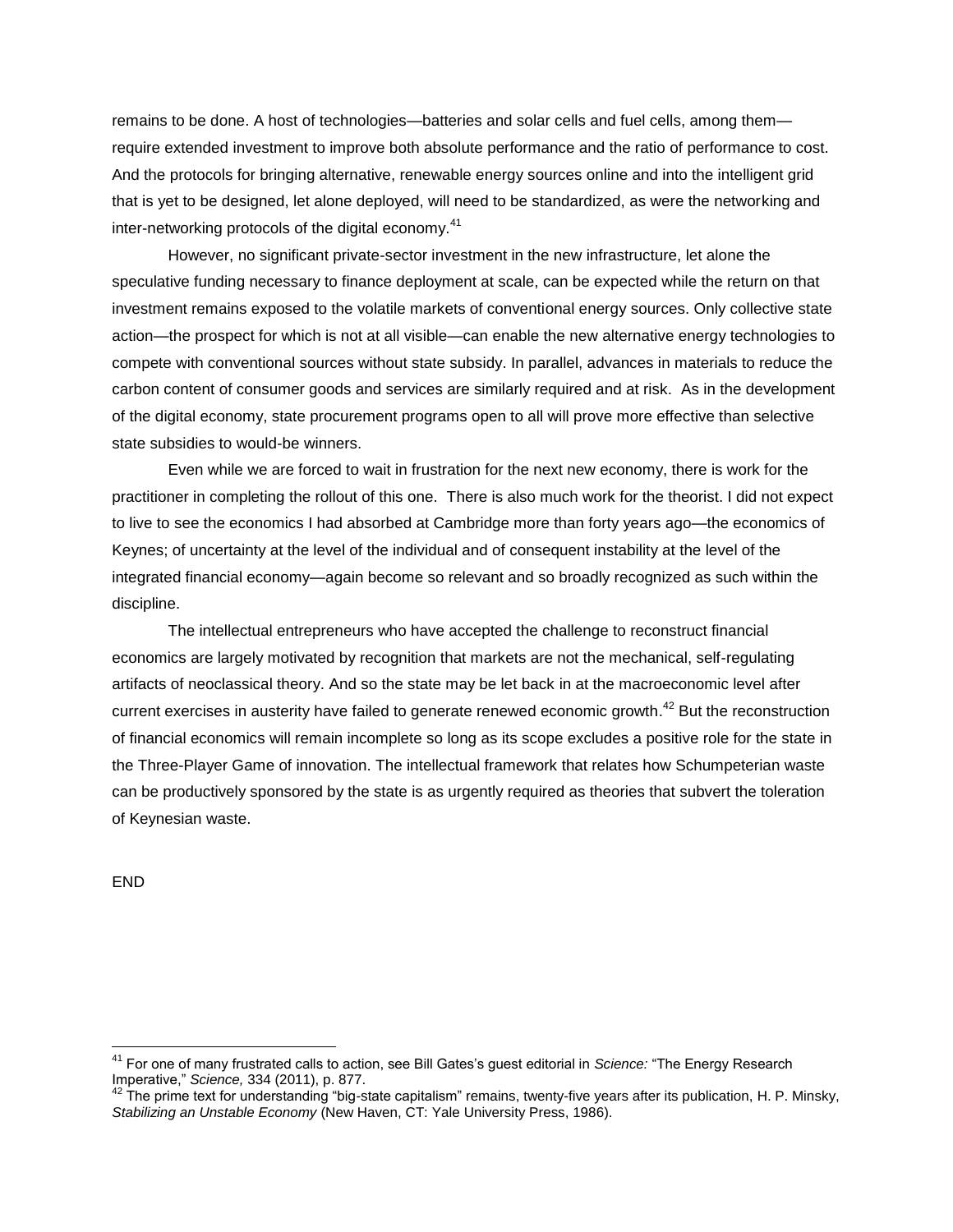remains to be done. A host of technologies—batteries and solar cells and fuel cells, among them—require extended investment to improve both absolute performance and the ratio of performance to cost. And the protocols for bringing alternative, renewable energy sources online and into the intelligent grid that is yet to be designed, let alone deployed, will need to be standardized, as were the networking and inter-networking protocols of the digital economy.[41]

However, no significant private-sector investment in the new infrastructure, let alone the speculative funding necessary to finance deployment at scale, can be expected while the return on that investment remains exposed to the volatile markets of conventional energy sources. Only collective state action—the prospect for which is not at all visible—can enable the new alternative energy technologies to compete with conventional sources without state subsidy. In parallel, advances in materials to reduce the carbon content of consumer goods and services are similarly required and at risk. As in the development of the digital economy, state procurement programs open to all will prove more effective than selective state subsidies to would-be winners.

Even while we are forced to wait in frustration for the next new economy, there is work for the practitioner in completing the rollout of this one. There is also much work for the theorist. I did not expect to live to see the economics I had absorbed at Cambridge more than forty years ago—the economics of Keynes; of uncertainty at the level of the individual and of consequent instability at the level of the integrated financial economy—again become so relevant and so broadly recognized as such within the discipline.

The intellectual entrepreneurs who have accepted the challenge to reconstruct financial economics are largely motivated by recognition that markets are not the mechanical, self-regulating artifacts of neoclassical theory. And so the state may be let back in at the macroeconomic level after current exercises in austerity have failed to generate renewed economic growth.[42] But the reconstruction of financial economics will remain incomplete so long as its scope excludes a positive role for the state in the Three-Player Game of innovation. The intellectual framework that relates how Schumpeterian waste can be productively sponsored by the state is as urgently required as theories that subvert the toleration of Keynesian waste.

END

---

[41] For one of many frustrated calls to action, see Bill Gates's guest editorial in *Science:* "The Energy Research Imperative," *Science,* 334 (2011), p. 877.

[42] The prime text for understanding "big-state capitalism" remains, twenty-five years after its publication, H. P. Minsky, *Stabilizing an Unstable Economy* (New Haven, CT: Yale University Press, 1986).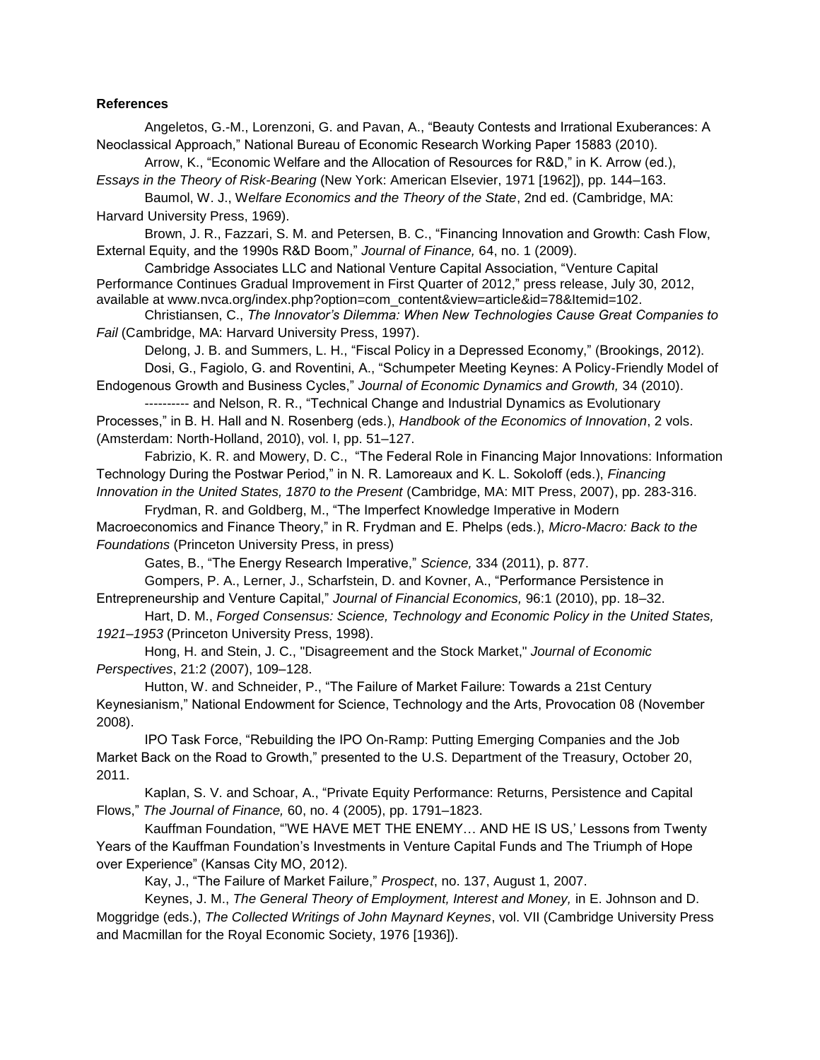**References**

Angeletos, G.-M., Lorenzoni, G. and Pavan, A., "Beauty Contests and Irrational Exuberances: A Neoclassical Approach," National Bureau of Economic Research Working Paper 15883 (2010).

Arrow, K., "Economic Welfare and the Allocation of Resources for R&D," in K. Arrow (ed.), *Essays in the Theory of Risk-Bearing* (New York: American Elsevier, 1971 [1962]), pp. 144–163.

Baumol, W. J., W*elfare Economics and the Theory of the State*, 2nd ed. (Cambridge, MA: Harvard University Press, 1969).

Brown, J. R., Fazzari, S. M. and Petersen, B. C., "Financing Innovation and Growth: Cash Flow, External Equity, and the 1990s R&D Boom," *Journal of Finance,* 64, no. 1 (2009).

Cambridge Associates LLC and National Venture Capital Association, "Venture Capital Performance Continues Gradual Improvement in First Quarter of 2012," press release, July 30, 2012, available at www.nvca.org/index.php?option=com_content&view=article&id=78&Itemid=102.

Christiansen, C., *The Innovator's Dilemma: When New Technologies Cause Great Companies to Fail* (Cambridge, MA: Harvard University Press, 1997).

Delong, J. B. and Summers, L. H., "Fiscal Policy in a Depressed Economy," (Brookings, 2012).

Dosi, G., Fagiolo, G. and Roventini, A., "Schumpeter Meeting Keynes: A Policy-Friendly Model of Endogenous Growth and Business Cycles," *Journal of Economic Dynamics and Growth,* 34 (2010).

---------- and Nelson, R. R., "Technical Change and Industrial Dynamics as Evolutionary Processes," in B. H. Hall and N. Rosenberg (eds.), *Handbook of the Economics of Innovation*, 2 vols. (Amsterdam: North-Holland, 2010), vol. I, pp. 51–127.

Fabrizio, K. R. and Mowery, D. C., "The Federal Role in Financing Major Innovations: Information Technology During the Postwar Period," in N. R. Lamoreaux and K. L. Sokoloff (eds.), *Financing Innovation in the United States, 1870 to the Present* (Cambridge, MA: MIT Press, 2007), pp. 283-316.

Frydman, R. and Goldberg, M., "The Imperfect Knowledge Imperative in Modern Macroeconomics and Finance Theory," in R. Frydman and E. Phelps (eds.), *Micro-Macro: Back to the Foundations* (Princeton University Press, in press)

Gates, B., "The Energy Research Imperative," *Science,* 334 (2011), p. 877.

Gompers, P. A., Lerner, J., Scharfstein, D. and Kovner, A., "Performance Persistence in Entrepreneurship and Venture Capital," *Journal of Financial Economics,* 96:1 (2010), pp. 18–32.

Hart, D. M., *Forged Consensus: Science, Technology and Economic Policy in the United States, 1921–1953* (Princeton University Press, 1998).

Hong, H. and Stein, J. C., "Disagreement and the Stock Market," *Journal of Economic Perspectives*, 21:2 (2007), 109–128.

Hutton, W. and Schneider, P., "The Failure of Market Failure: Towards a 21st Century Keynesianism," National Endowment for Science, Technology and the Arts, Provocation 08 (November 2008).

IPO Task Force, "Rebuilding the IPO On-Ramp: Putting Emerging Companies and the Job Market Back on the Road to Growth," presented to the U.S. Department of the Treasury, October 20, 2011.

Kaplan, S. V. and Schoar, A., "Private Equity Performance: Returns, Persistence and Capital Flows," *The Journal of Finance,* 60, no. 4 (2005), pp. 1791–1823.

Kauffman Foundation, "'WE HAVE MET THE ENEMY… AND HE IS US,' Lessons from Twenty Years of the Kauffman Foundation's Investments in Venture Capital Funds and The Triumph of Hope over Experience" (Kansas City MO, 2012).

Kay, J., "The Failure of Market Failure," *Prospect*, no. 137, August 1, 2007.

Keynes, J. M., *The General Theory of Employment, Interest and Money,* in E. Johnson and D. Moggridge (eds.), *The Collected Writings of John Maynard Keynes*, vol. VII (Cambridge University Press and Macmillan for the Royal Economic Society, 1976 [1936]).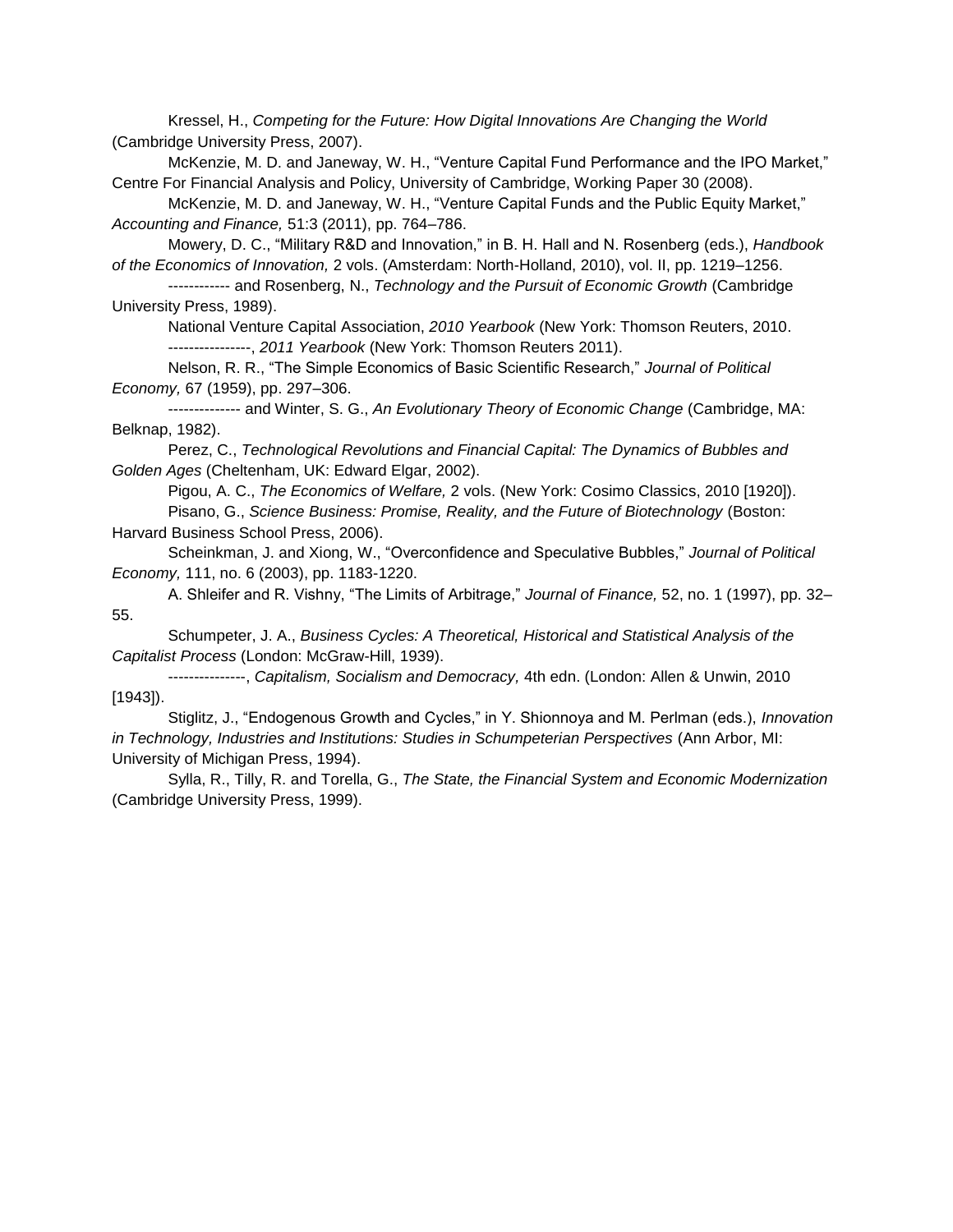Kressel, H., *Competing for the Future: How Digital Innovations Are Changing the World* (Cambridge University Press, 2007).

McKenzie, M. D. and Janeway, W. H., "Venture Capital Fund Performance and the IPO Market," Centre For Financial Analysis and Policy, University of Cambridge, Working Paper 30 (2008).

McKenzie, M. D. and Janeway, W. H., "Venture Capital Funds and the Public Equity Market," *Accounting and Finance,* 51:3 (2011), pp. 764–786.

Mowery, D. C., "Military R&D and Innovation," in B. H. Hall and N. Rosenberg (eds.), *Handbook of the Economics of Innovation,* 2 vols. (Amsterdam: North-Holland, 2010), vol. II, pp. 1219–1256.

------------ and Rosenberg, N., *Technology and the Pursuit of Economic Growth* (Cambridge University Press, 1989).

National Venture Capital Association, *2010 Yearbook* (New York: Thomson Reuters, 2010.

----------------, *2011 Yearbook* (New York: Thomson Reuters 2011).

Nelson, R. R., "The Simple Economics of Basic Scientific Research," *Journal of Political Economy,* 67 (1959), pp. 297–306.

-------------- and Winter, S. G., *An Evolutionary Theory of Economic Change* (Cambridge, MA: Belknap, 1982).

Perez, C., *Technological Revolutions and Financial Capital: The Dynamics of Bubbles and Golden Ages* (Cheltenham, UK: Edward Elgar, 2002).

Pigou, A. C., *The Economics of Welfare,* 2 vols. (New York: Cosimo Classics, 2010 [1920]).

Pisano, G., *Science Business: Promise, Reality, and the Future of Biotechnology* (Boston: Harvard Business School Press, 2006).

Scheinkman, J. and Xiong, W., "Overconfidence and Speculative Bubbles," *Journal of Political Economy,* 111, no. 6 (2003), pp. 1183-1220.

A. Shleifer and R. Vishny, "The Limits of Arbitrage," *Journal of Finance,* 52, no. 1 (1997), pp. 32–55.

Schumpeter, J. A., *Business Cycles: A Theoretical, Historical and Statistical Analysis of the Capitalist Process* (London: McGraw-Hill, 1939).

---------------, *Capitalism, Socialism and Democracy,* 4th edn. (London: Allen & Unwin, 2010 [1943]).

Stiglitz, J., "Endogenous Growth and Cycles," in Y. Shionnoya and M. Perlman (eds.), *Innovation in Technology, Industries and Institutions: Studies in Schumpeterian Perspectives* (Ann Arbor, MI: University of Michigan Press, 1994).

Sylla, R., Tilly, R. and Torella, G., *The State, the Financial System and Economic Modernization* (Cambridge University Press, 1999).